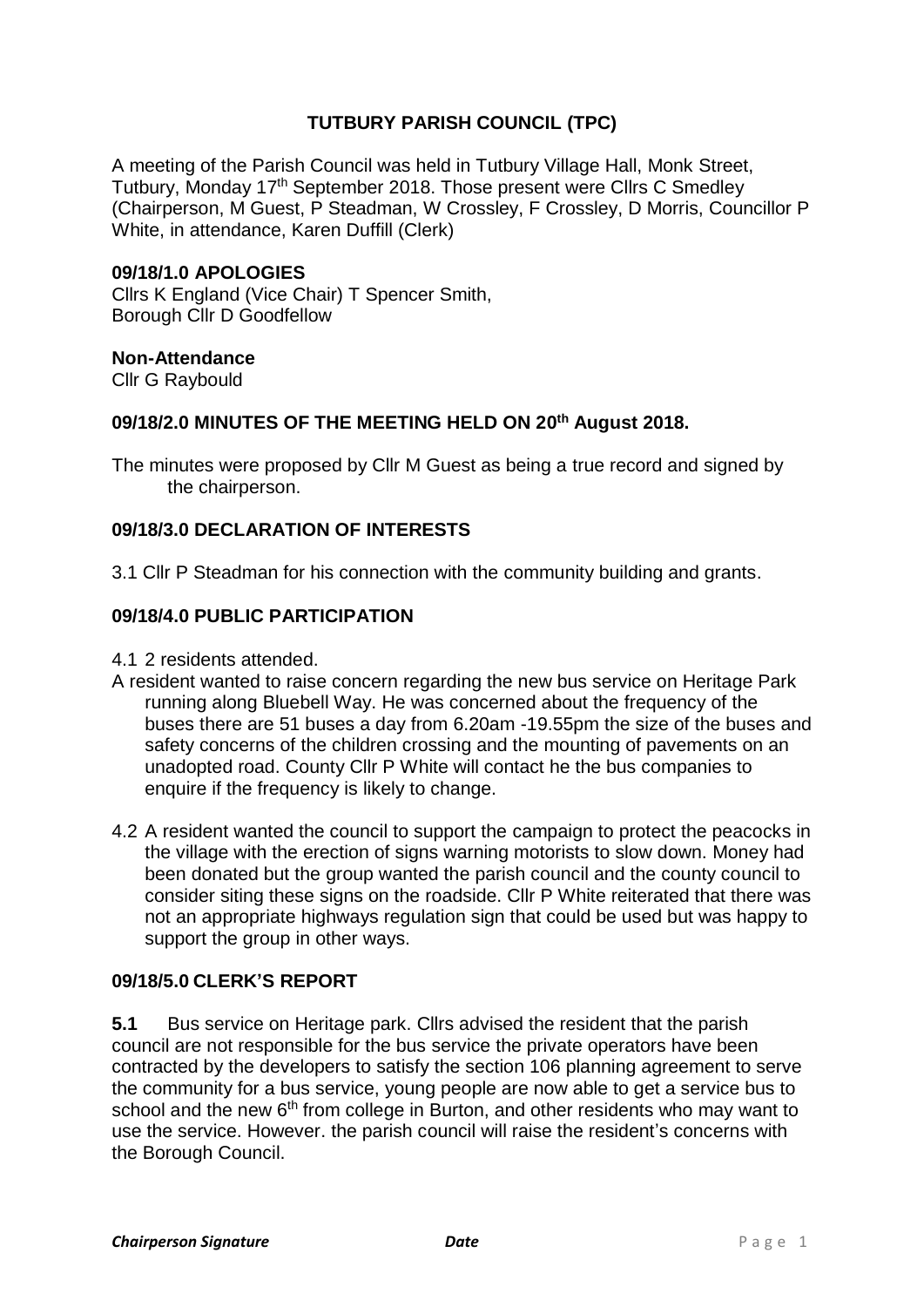# TUTBURY PARISH COUNCIL (TPC)

A meeting of the Parish Council was held in Tutbury Village Hall, Monk Street, Tutbury, Monday 17th September 2018. Those present were Cllrs C Smedley (Chairperson, M Guest, P Steadman, W Crossley, F Crossley, D Morris, Councillor P White, in attendance, Karen Duffill (Clerk)

## 09/18/1.0 APOLOGIES

Cllrs K England (Vice Chair) T Spencer Smith,
Borough Cllr D Goodfellow

**Non-Attendance**

Cllr G Raybould

## 09/18/2.0 MINUTES OF THE MEETING HELD ON 20th August 2018.

The minutes were proposed by Cllr M Guest as being a true record and signed by the chairperson.

## 09/18/3.0 DECLARATION OF INTERESTS

3.1 Cllr P Steadman for his connection with the community building and grants.

## 09/18/4.0 PUBLIC PARTICIPATION

4.1 2 residents attended.

A resident wanted to raise concern regarding the new bus service on Heritage Park running along Bluebell Way. He was concerned about the frequency of the buses there are 51 buses a day from 6.20am -19.55pm the size of the buses and safety concerns of the children crossing and the mounting of pavements on an unadopted road. County Cllr P White will contact he the bus companies to enquire if the frequency is likely to change.

4.2 A resident wanted the council to support the campaign to protect the peacocks in the village with the erection of signs warning motorists to slow down. Money had been donated but the group wanted the parish council and the county council to consider siting these signs on the roadside. Cllr P White reiterated that there was not an appropriate highways regulation sign that could be used but was happy to support the group in other ways.

## 09/18/5.0 CLERK'S REPORT

**5.1** Bus service on Heritage park. Cllrs advised the resident that the parish council are not responsible for the bus service the private operators have been contracted by the developers to satisfy the section 106 planning agreement to serve the community for a bus service, young people are now able to get a service bus to school and the new 6th from college in Burton, and other residents who may want to use the service. However. the parish council will raise the resident's concerns with the Borough Council.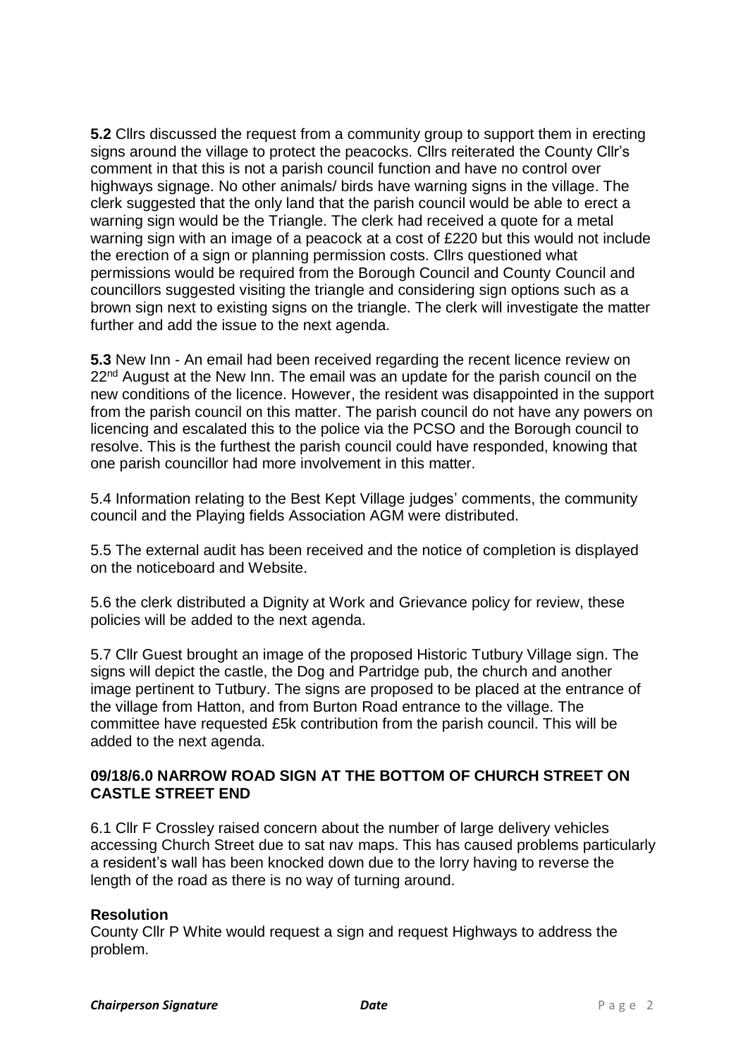**5.2** Cllrs discussed the request from a community group to support them in erecting signs around the village to protect the peacocks. Cllrs reiterated the County Cllr's comment in that this is not a parish council function and have no control over highways signage. No other animals/ birds have warning signs in the village. The clerk suggested that the only land that the parish council would be able to erect a warning sign would be the Triangle. The clerk had received a quote for a metal warning sign with an image of a peacock at a cost of £220 but this would not include the erection of a sign or planning permission costs. Cllrs questioned what permissions would be required from the Borough Council and County Council and councillors suggested visiting the triangle and considering sign options such as a brown sign next to existing signs on the triangle. The clerk will investigate the matter further and add the issue to the next agenda.

**5.3** New Inn - An email had been received regarding the recent licence review on 22nd August at the New Inn. The email was an update for the parish council on the new conditions of the licence. However, the resident was disappointed in the support from the parish council on this matter. The parish council do not have any powers on licencing and escalated this to the police via the PCSO and the Borough council to resolve. This is the furthest the parish council could have responded, knowing that one parish councillor had more involvement in this matter.

5.4 Information relating to the Best Kept Village judges' comments, the community council and the Playing fields Association AGM were distributed.

5.5 The external audit has been received and the notice of completion is displayed on the noticeboard and Website.

5.6 the clerk distributed a Dignity at Work and Grievance policy for review, these policies will be added to the next agenda.

5.7 Cllr Guest brought an image of the proposed Historic Tutbury Village sign. The signs will depict the castle, the Dog and Partridge pub, the church and another image pertinent to Tutbury. The signs are proposed to be placed at the entrance of the village from Hatton, and from Burton Road entrance to the village. The committee have requested £5k contribution from the parish council. This will be added to the next agenda.

### 09/18/6.0 NARROW ROAD SIGN AT THE BOTTOM OF CHURCH STREET ON CASTLE STREET END

6.1 Cllr F Crossley raised concern about the number of large delivery vehicles accessing Church Street due to sat nav maps. This has caused problems particularly a resident's wall has been knocked down due to the lorry having to reverse the length of the road as there is no way of turning around.

**Resolution**

County Cllr P White would request a sign and request Highways to address the problem.

***Chairperson Signature*** ***Date***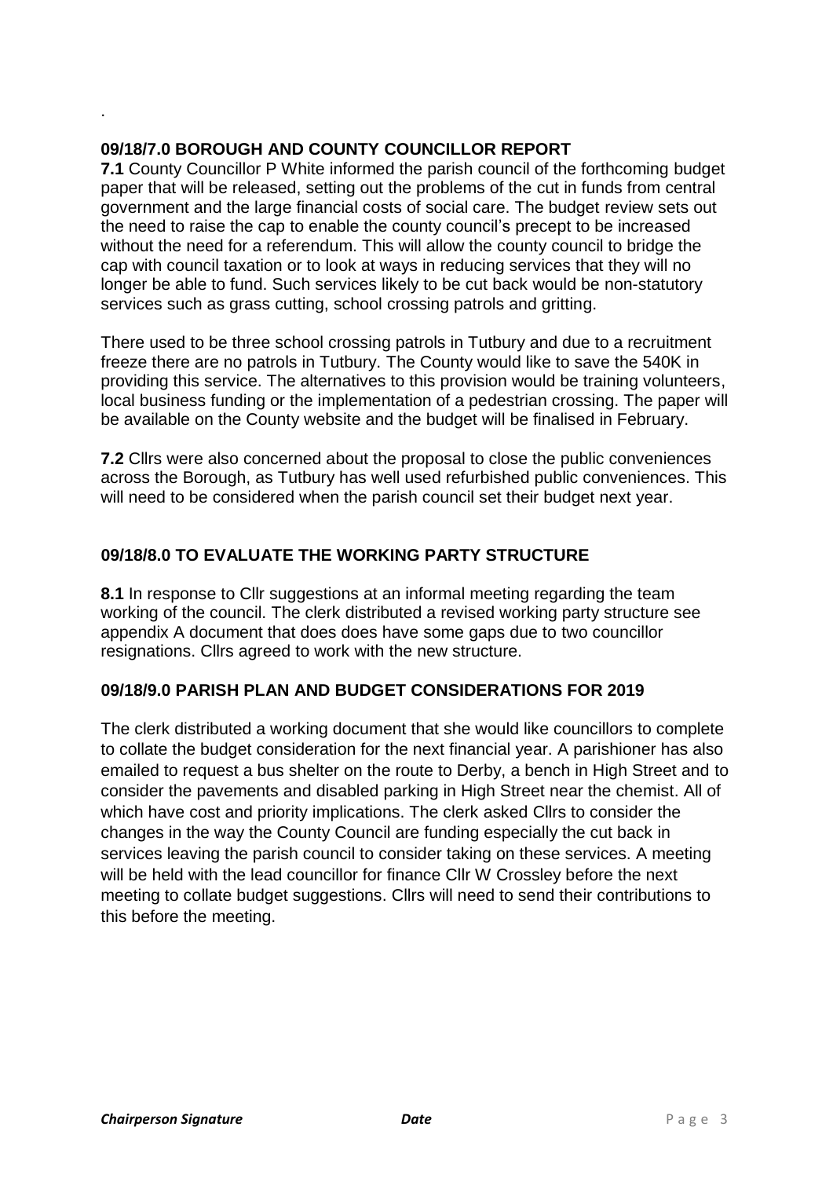.

## 09/18/7.0 BOROUGH AND COUNTY COUNCILLOR REPORT

**7.1** County Councillor P White informed the parish council of the forthcoming budget paper that will be released, setting out the problems of the cut in funds from central government and the large financial costs of social care. The budget review sets out the need to raise the cap to enable the county council's precept to be increased without the need for a referendum. This will allow the county council to bridge the cap with council taxation or to look at ways in reducing services that they will no longer be able to fund. Such services likely to be cut back would be non-statutory services such as grass cutting, school crossing patrols and gritting.

There used to be three school crossing patrols in Tutbury and due to a recruitment freeze there are no patrols in Tutbury. The County would like to save the 540K in providing this service. The alternatives to this provision would be training volunteers, local business funding or the implementation of a pedestrian crossing. The paper will be available on the County website and the budget will be finalised in February.

**7.2** Cllrs were also concerned about the proposal to close the public conveniences across the Borough, as Tutbury has well used refurbished public conveniences. This will need to be considered when the parish council set their budget next year.

## 09/18/8.0 TO EVALUATE THE WORKING PARTY STRUCTURE

**8.1** In response to Cllr suggestions at an informal meeting regarding the team working of the council. The clerk distributed a revised working party structure see appendix A document that does does have some gaps due to two councillor resignations. Cllrs agreed to work with the new structure.

## 09/18/9.0 PARISH PLAN AND BUDGET CONSIDERATIONS FOR 2019

The clerk distributed a working document that she would like councillors to complete to collate the budget consideration for the next financial year. A parishioner has also emailed to request a bus shelter on the route to Derby, a bench in High Street and to consider the pavements and disabled parking in High Street near the chemist. All of which have cost and priority implications. The clerk asked Cllrs to consider the changes in the way the County Council are funding especially the cut back in services leaving the parish council to consider taking on these services. A meeting will be held with the lead councillor for finance Cllr W Crossley before the next meeting to collate budget suggestions. Cllrs will need to send their contributions to this before the meeting.

***Chairperson Signature*** ***Date***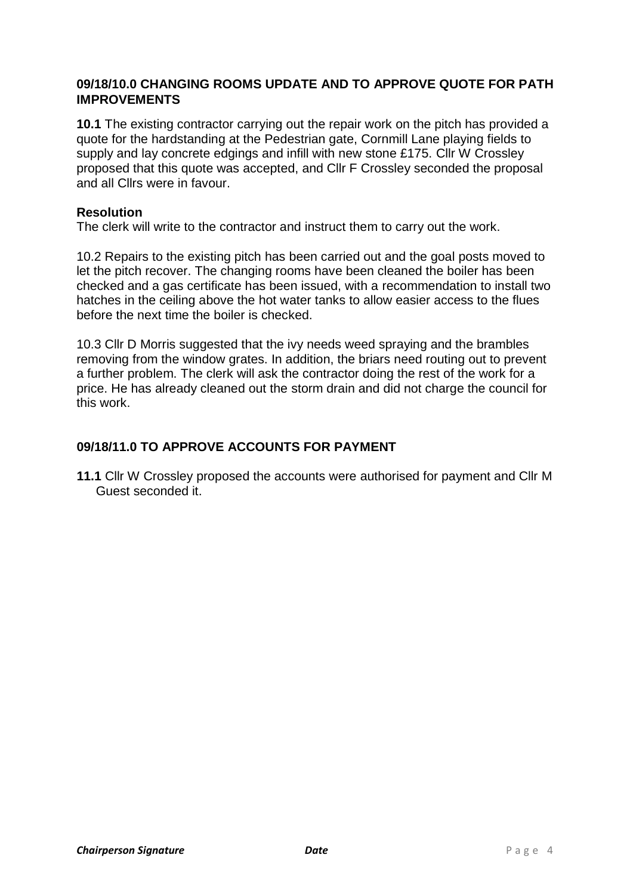## 09/18/10.0 CHANGING ROOMS UPDATE AND TO APPROVE QUOTE FOR PATH IMPROVEMENTS

**10.1** The existing contractor carrying out the repair work on the pitch has provided a quote for the hardstanding at the Pedestrian gate, Cornmill Lane playing fields to supply and lay concrete edgings and infill with new stone £175. Cllr W Crossley proposed that this quote was accepted, and Cllr F Crossley seconded the proposal and all Cllrs were in favour.

**Resolution**
The clerk will write to the contractor and instruct them to carry out the work.

10.2 Repairs to the existing pitch has been carried out and the goal posts moved to let the pitch recover. The changing rooms have been cleaned the boiler has been checked and a gas certificate has been issued, with a recommendation to install two hatches in the ceiling above the hot water tanks to allow easier access to the flues before the next time the boiler is checked.

10.3 Cllr D Morris suggested that the ivy needs weed spraying and the brambles removing from the window grates. In addition, the briars need routing out to prevent a further problem. The clerk will ask the contractor doing the rest of the work for a price. He has already cleaned out the storm drain and did not charge the council for this work.

## 09/18/11.0 TO APPROVE ACCOUNTS FOR PAYMENT

**11.1** Cllr W Crossley proposed the accounts were authorised for payment and Cllr M Guest seconded it.

***Chairperson Signature*** ***Date***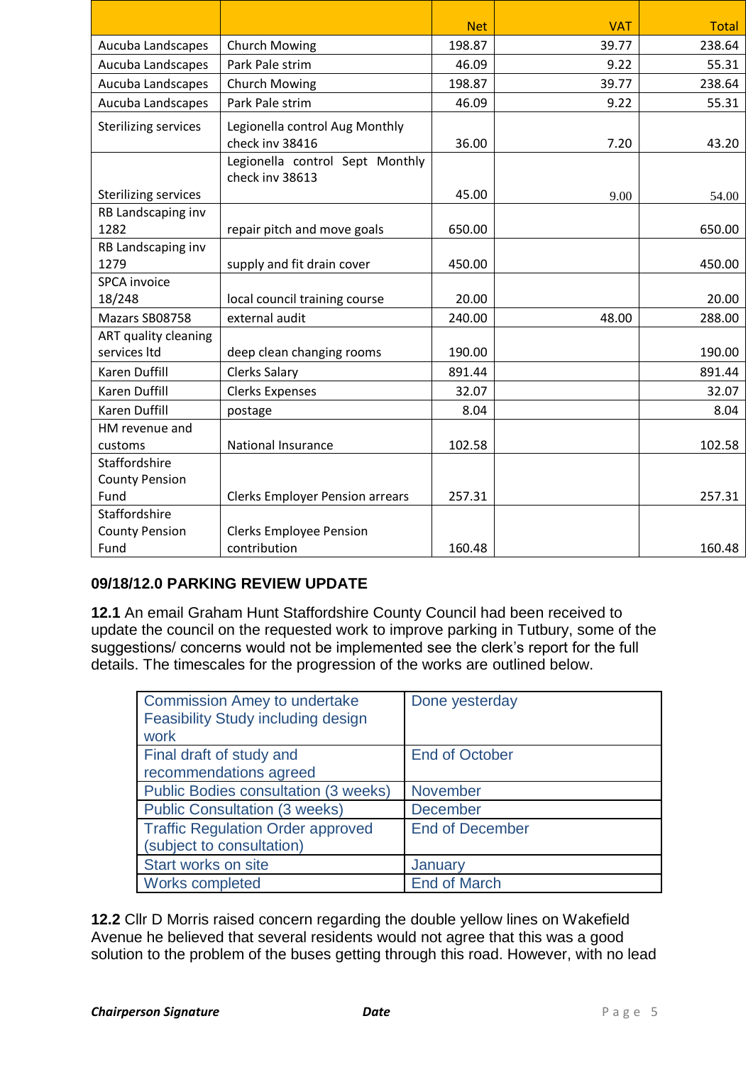| | | Net | VAT | Total |
|---|---|---|---|---|
| Aucuba Landscapes | Church Mowing | 198.87 | 39.77 | 238.64 |
| Aucuba Landscapes | Park Pale strim | 46.09 | 9.22 | 55.31 |
| Aucuba Landscapes | Church Mowing | 198.87 | 39.77 | 238.64 |
| Aucuba Landscapes | Park Pale strim | 46.09 | 9.22 | 55.31 |
| Sterilizing services | Legionella control Aug Monthly check inv 38416 | 36.00 | 7.20 | 43.20 |
| Sterilizing services | Legionella control Sept Monthly check inv 38613 | 45.00 | 9.00 | 54.00 |
| RB Landscaping inv 1282 | repair pitch and move goals | 650.00 | | 650.00 |
| RB Landscaping inv 1279 | supply and fit drain cover | 450.00 | | 450.00 |
| SPCA invoice 18/248 | local council training course | 20.00 | | 20.00 |
| Mazars SB08758 | external audit | 240.00 | 48.00 | 288.00 |
| ART quality cleaning services ltd | deep clean changing rooms | 190.00 | | 190.00 |
| Karen Duffill | Clerks Salary | 891.44 | | 891.44 |
| Karen Duffill | Clerks Expenses | 32.07 | | 32.07 |
| Karen Duffill | postage | 8.04 | | 8.04 |
| HM revenue and customs | National Insurance | 102.58 | | 102.58 |
| Staffordshire County Pension Fund | Clerks Employer Pension arrears | 257.31 | | 257.31 |
| Staffordshire County Pension Fund | Clerks Employee Pension contribution | 160.48 | | 160.48 |

### 09/18/12.0 PARKING REVIEW UPDATE

**12.1** An email Graham Hunt Staffordshire County Council had been received to update the council on the requested work to improve parking in Tutbury, some of the suggestions/ concerns would not be implemented see the clerk's report for the full details. The timescales for the progression of the works are outlined below.

| | |
|---|---|
| Commission Amey to undertake Feasibility Study including design work | Done yesterday |
| Final draft of study and recommendations agreed | End of October |
| Public Bodies consultation (3 weeks) | November |
| Public Consultation (3 weeks) | December |
| Traffic Regulation Order approved (subject to consultation) | End of December |
| Start works on site | January |
| Works completed | End of March |

**12.2** Cllr D Morris raised concern regarding the double yellow lines on Wakefield Avenue he believed that several residents would not agree that this was a good solution to the problem of the buses getting through this road. However, with no lead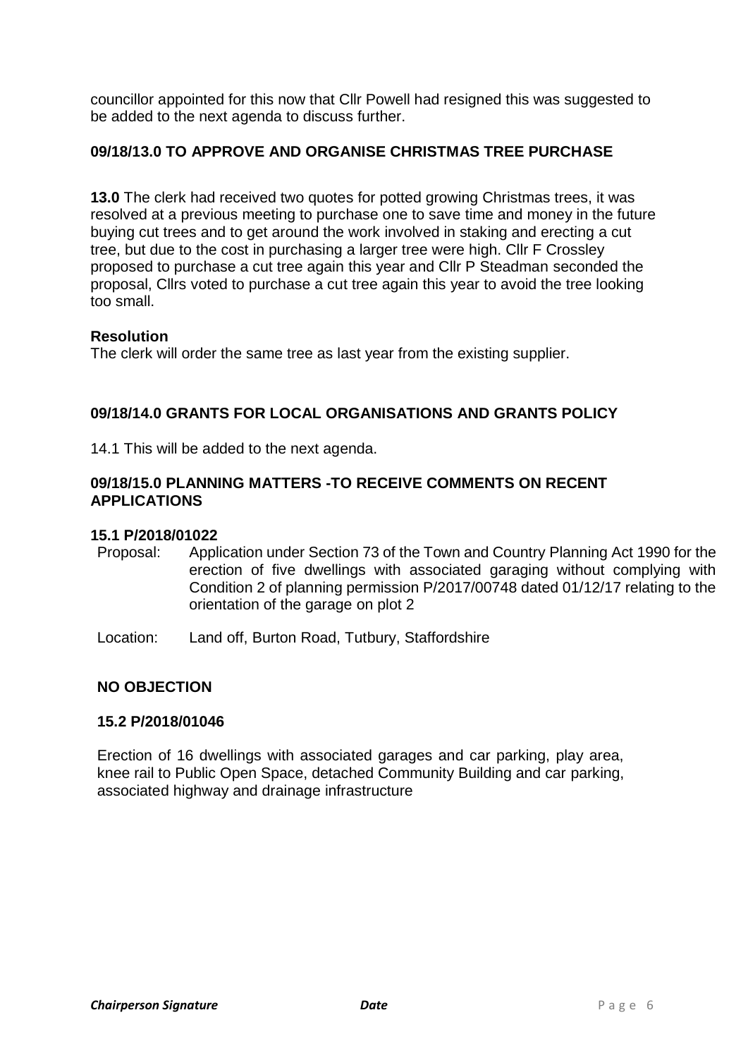councillor appointed for this now that Cllr Powell had resigned this was suggested to be added to the next agenda to discuss further.

### 09/18/13.0 TO APPROVE AND ORGANISE CHRISTMAS TREE PURCHASE

**13.0** The clerk had received two quotes for potted growing Christmas trees, it was resolved at a previous meeting to purchase one to save time and money in the future buying cut trees and to get around the work involved in staking and erecting a cut tree, but due to the cost in purchasing a larger tree were high. Cllr F Crossley proposed to purchase a cut tree again this year and Cllr P Steadman seconded the proposal, Cllrs voted to purchase a cut tree again this year to avoid the tree looking too small.

**Resolution**
The clerk will order the same tree as last year from the existing supplier.

### 09/18/14.0 GRANTS FOR LOCAL ORGANISATIONS AND GRANTS POLICY

14.1 This will be added to the next agenda.

### 09/18/15.0 PLANNING MATTERS -TO RECEIVE COMMENTS ON RECENT APPLICATIONS

**15.1 P/2018/01022**

Proposal: Application under Section 73 of the Town and Country Planning Act 1990 for the erection of five dwellings with associated garaging without complying with Condition 2 of planning permission P/2017/00748 dated 01/12/17 relating to the orientation of the garage on plot 2

Location: Land off, Burton Road, Tutbury, Staffordshire

**NO OBJECTION**

**15.2 P/2018/01046**

Erection of 16 dwellings with associated garages and car parking, play area, knee rail to Public Open Space, detached Community Building and car parking, associated highway and drainage infrastructure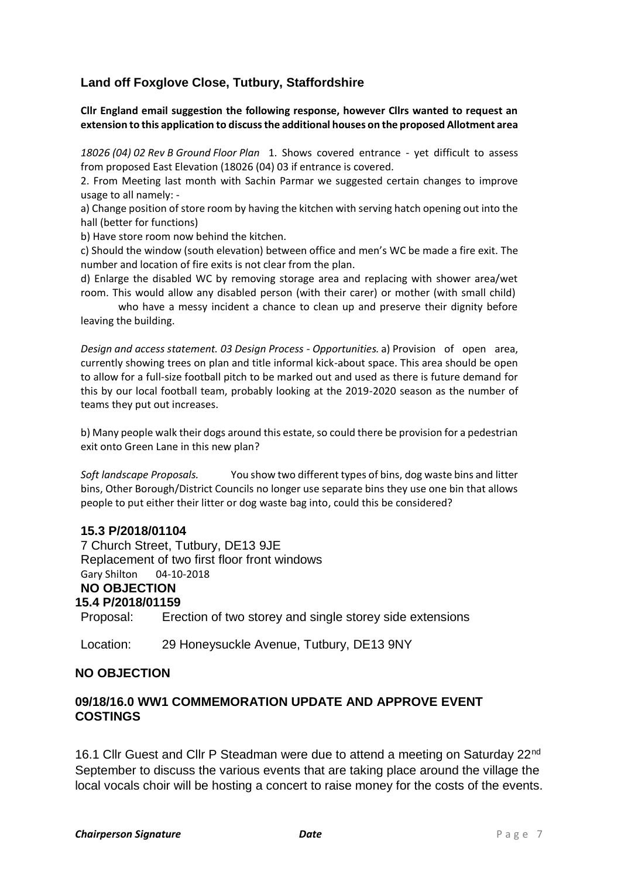### Land off Foxglove Close, Tutbury, Staffordshire

**Cllr England email suggestion the following response, however Cllrs wanted to request an extension to this application to discuss the additional houses on the proposed Allotment area**

*18026 (04) 02 Rev B Ground Floor Plan* 1. Shows covered entrance - yet difficult to assess from proposed East Elevation (18026 (04) 03 if entrance is covered.

2. From Meeting last month with Sachin Parmar we suggested certain changes to improve usage to all namely: -

a) Change position of store room by having the kitchen with serving hatch opening out into the hall (better for functions)

b) Have store room now behind the kitchen.

c) Should the window (south elevation) between office and men's WC be made a fire exit. The number and location of fire exits is not clear from the plan.

d) Enlarge the disabled WC by removing storage area and replacing with shower area/wet room. This would allow any disabled person (with their carer) or mother (with small child) who have a messy incident a chance to clean up and preserve their dignity before leaving the building.

*Design and access statement. 03 Design Process - Opportunities.* a) Provision of open area, currently showing trees on plan and title informal kick-about space. This area should be open to allow for a full-size football pitch to be marked out and used as there is future demand for this by our local football team, probably looking at the 2019-2020 season as the number of teams they put out increases.

b) Many people walk their dogs around this estate, so could there be provision for a pedestrian exit onto Green Lane in this new plan?

*Soft landscape Proposals.* You show two different types of bins, dog waste bins and litter bins, Other Borough/District Councils no longer use separate bins they use one bin that allows people to put either their litter or dog waste bag into, could this be considered?

**15.3 P/2018/01104**

7 Church Street, Tutbury, DE13 9JE
Replacement of two first floor front windows
Gary Shilton 04-10-2018

**NO OBJECTION**

**15.4 P/2018/01159**

Proposal: Erection of two storey and single storey side extensions

Location: 29 Honeysuckle Avenue, Tutbury, DE13 9NY

**NO OBJECTION**

### 09/18/16.0 WW1 COMMEMORATION UPDATE AND APPROVE EVENT COSTINGS

16.1 Cllr Guest and Cllr P Steadman were due to attend a meeting on Saturday 22nd September to discuss the various events that are taking place around the village the local vocals choir will be hosting a concert to raise money for the costs of the events.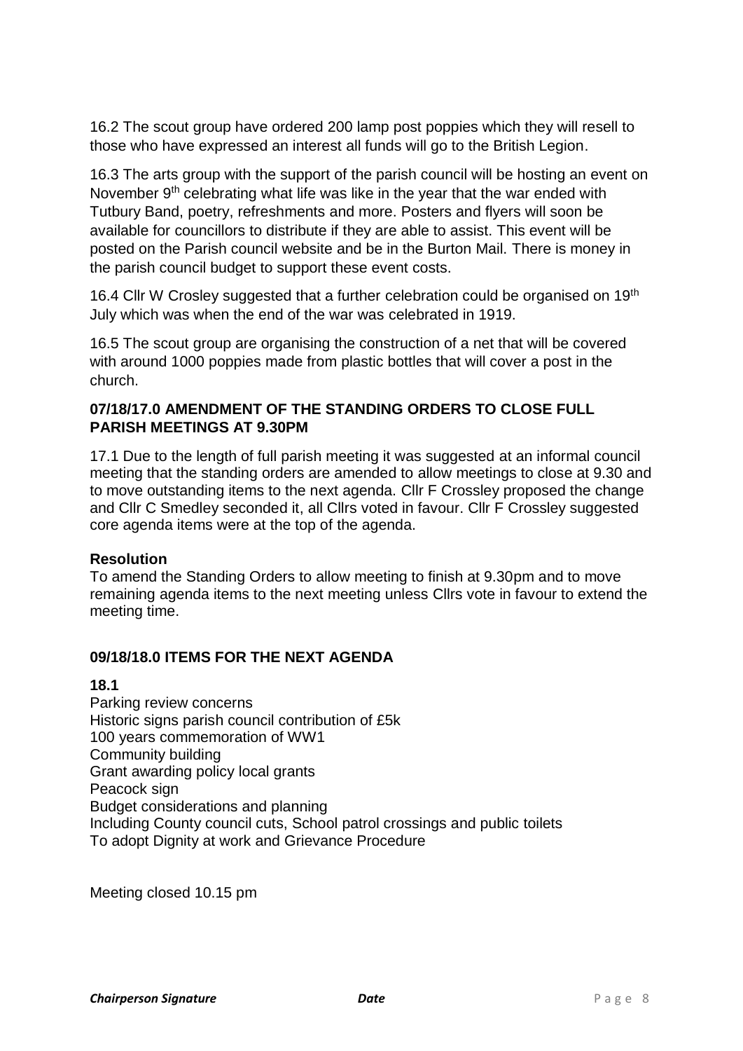16.2 The scout group have ordered 200 lamp post poppies which they will resell to those who have expressed an interest all funds will go to the British Legion.

16.3 The arts group with the support of the parish council will be hosting an event on November 9th celebrating what life was like in the year that the war ended with Tutbury Band, poetry, refreshments and more. Posters and flyers will soon be available for councillors to distribute if they are able to assist. This event will be posted on the Parish council website and be in the Burton Mail. There is money in the parish council budget to support these event costs.

16.4 Cllr W Crosley suggested that a further celebration could be organised on 19th July which was when the end of the war was celebrated in 1919.

16.5 The scout group are organising the construction of a net that will be covered with around 1000 poppies made from plastic bottles that will cover a post in the church.

**07/18/17.0 AMENDMENT OF THE STANDING ORDERS TO CLOSE FULL PARISH MEETINGS AT 9.30PM**

17.1 Due to the length of full parish meeting it was suggested at an informal council meeting that the standing orders are amended to allow meetings to close at 9.30 and to move outstanding items to the next agenda. Cllr F Crossley proposed the change and Cllr C Smedley seconded it, all Cllrs voted in favour. Cllr F Crossley suggested core agenda items were at the top of the agenda.

**Resolution**

To amend the Standing Orders to allow meeting to finish at 9.30pm and to move remaining agenda items to the next meeting unless Cllrs vote in favour to extend the meeting time.

**09/18/18.0 ITEMS FOR THE NEXT AGENDA**

**18.1**

Parking review concerns
Historic signs parish council contribution of £5k
100 years commemoration of WW1
Community building
Grant awarding policy local grants
Peacock sign
Budget considerations and planning
Including County council cuts, School patrol crossings and public toilets
To adopt Dignity at work and Grievance Procedure

Meeting closed 10.15 pm

***Chairperson Signature*** ***Date***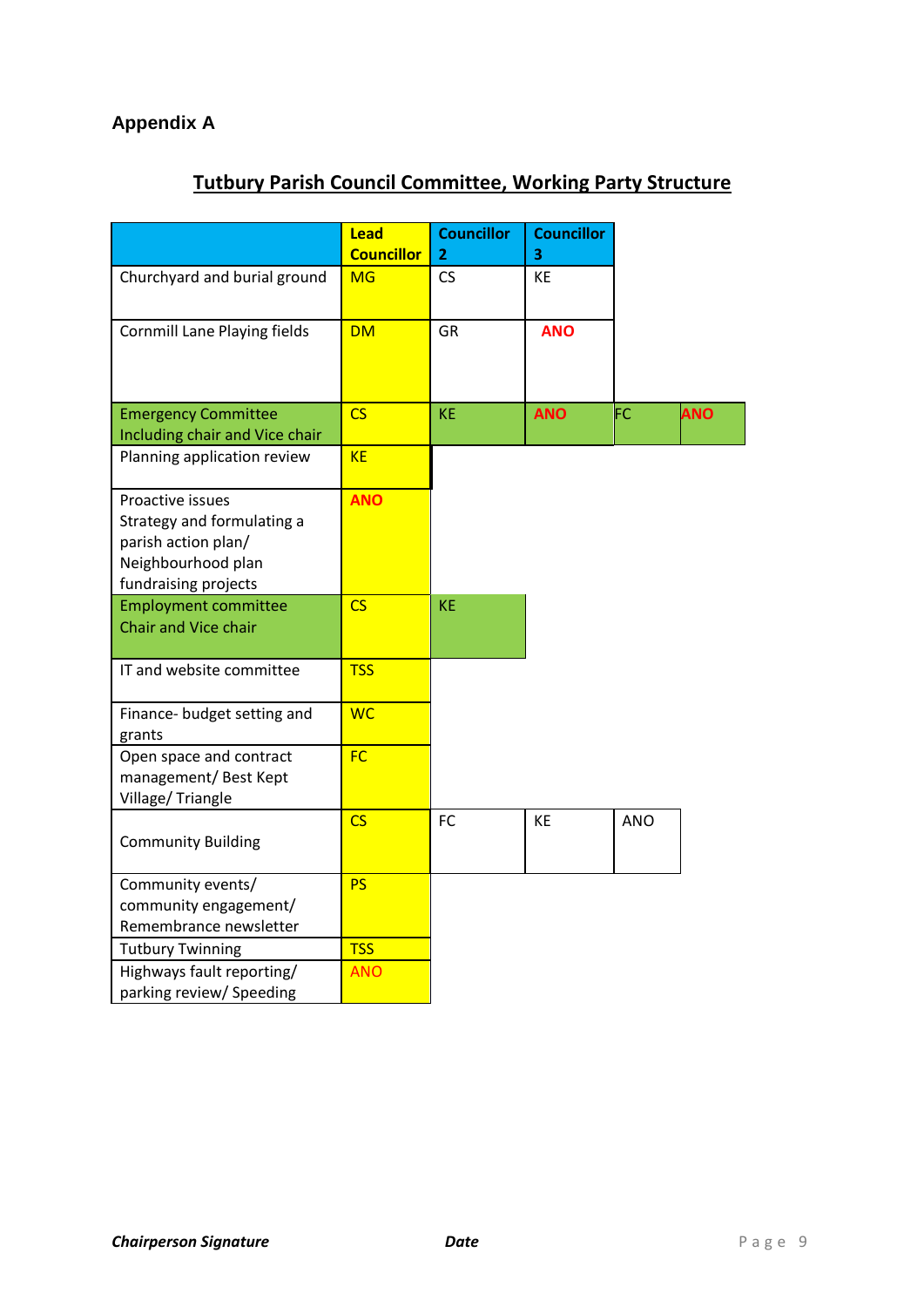## Appendix A

### Tutbury Parish Council Committee, Working Party Structure

| | Lead Councillor | Councillor 2 | Councillor 3 | | |
|---|---|---|---|---|---|
| Churchyard and burial ground | MG | CS | KE | | |
| Cornmill Lane Playing fields | DM | GR | **ANO** | | |
| Emergency Committee Including chair and Vice chair | CS | KE | **ANO** | FC | **ANO** |
| Planning application review | KE | | | | |
| Proactive issues Strategy and formulating a parish action plan/ Neighbourhood plan fundraising projects | **ANO** | | | | |
| Employment committee Chair and Vice chair | CS | KE | | | |
| IT and website committee | TSS | | | | |
| Finance- budget setting and grants | WC | | | | |
| Open space and contract management/ Best Kept Village/ Triangle | FC | | | | |
| Community Building | CS | FC | KE | ANO | |
| Community events/ community engagement/ Remembrance newsletter | PS | | | | |
| Tutbury Twinning | TSS | | | | |
| Highways fault reporting/ parking review/ Speeding | ANO | | | | |

***Chairperson Signature*** ***Date***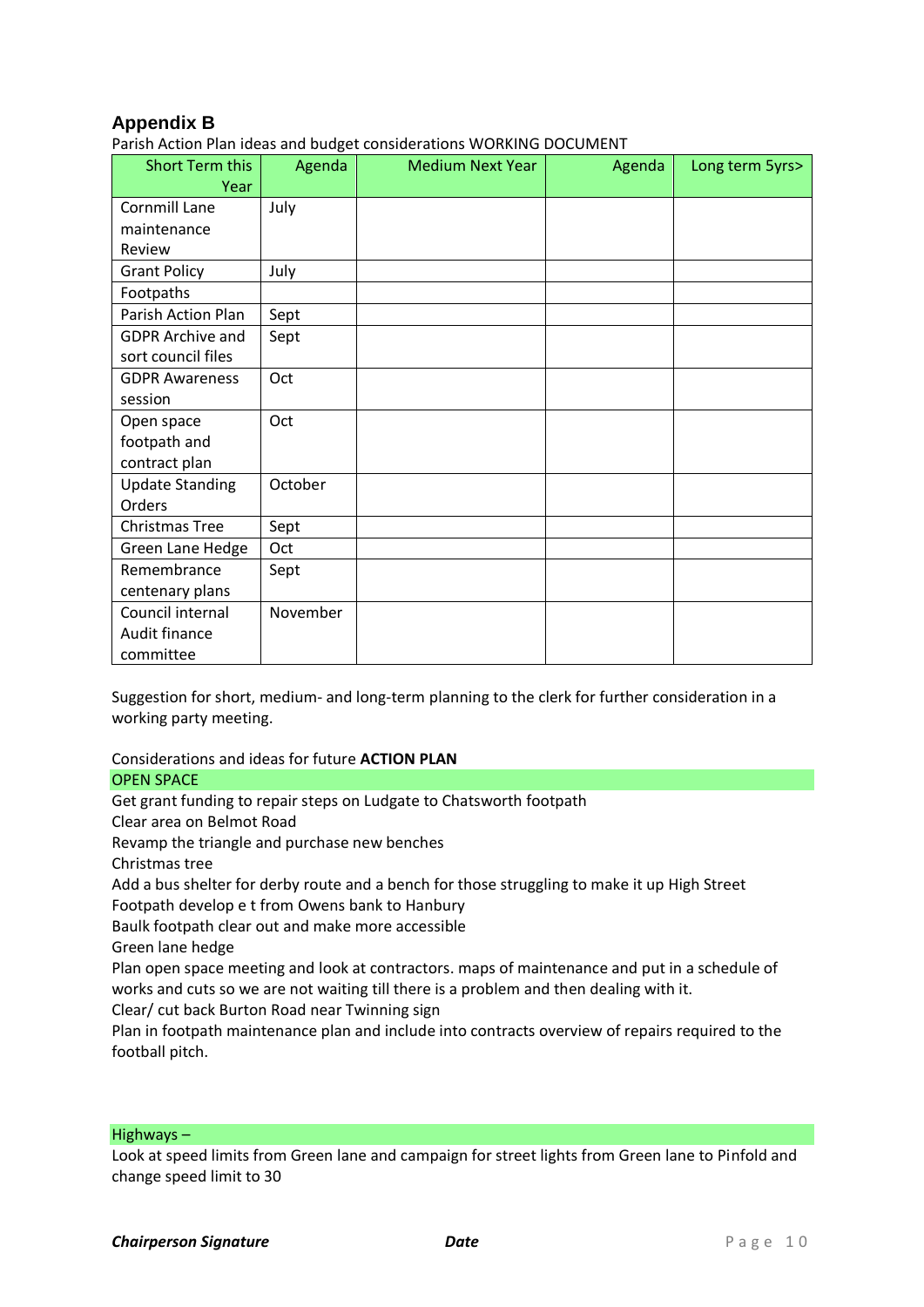## Appendix B

Parish Action Plan ideas and budget considerations WORKING DOCUMENT

| Short Term this Year | Agenda | Medium Next Year | Agenda | Long term 5yrs> |
|---|---|---|---|---|
| Cornmill Lane maintenance Review | July | | | |
| Grant Policy | July | | | |
| Footpaths | | | | |
| Parish Action Plan | Sept | | | |
| GDPR Archive and sort council files | Sept | | | |
| GDPR Awareness session | Oct | | | |
| Open space footpath and contract plan | Oct | | | |
| Update Standing Orders | October | | | |
| Christmas Tree | Sept | | | |
| Green Lane Hedge | Oct | | | |
| Remembrance centenary plans | Sept | | | |
| Council internal Audit finance committee | November | | | |

Suggestion for short, medium- and long-term planning to the clerk for further consideration in a working party meeting.

Considerations and ideas for future **ACTION PLAN**

OPEN SPACE

Get grant funding to repair steps on Ludgate to Chatsworth footpath
Clear area on Belmot Road
Revamp the triangle and purchase new benches
Christmas tree
Add a bus shelter for derby route and a bench for those struggling to make it up High Street
Footpath develop e t from Owens bank to Hanbury
Baulk footpath clear out and make more accessible
Green lane hedge
Plan open space meeting and look at contractors. maps of maintenance and put in a schedule of works and cuts so we are not waiting till there is a problem and then dealing with it.
Clear/ cut back Burton Road near Twinning sign
Plan in footpath maintenance plan and include into contracts overview of repairs required to the football pitch.

Highways –

Look at speed limits from Green lane and campaign for street lights from Green lane to Pinfold and change speed limit to 30

***Chairperson Signature*** ***Date***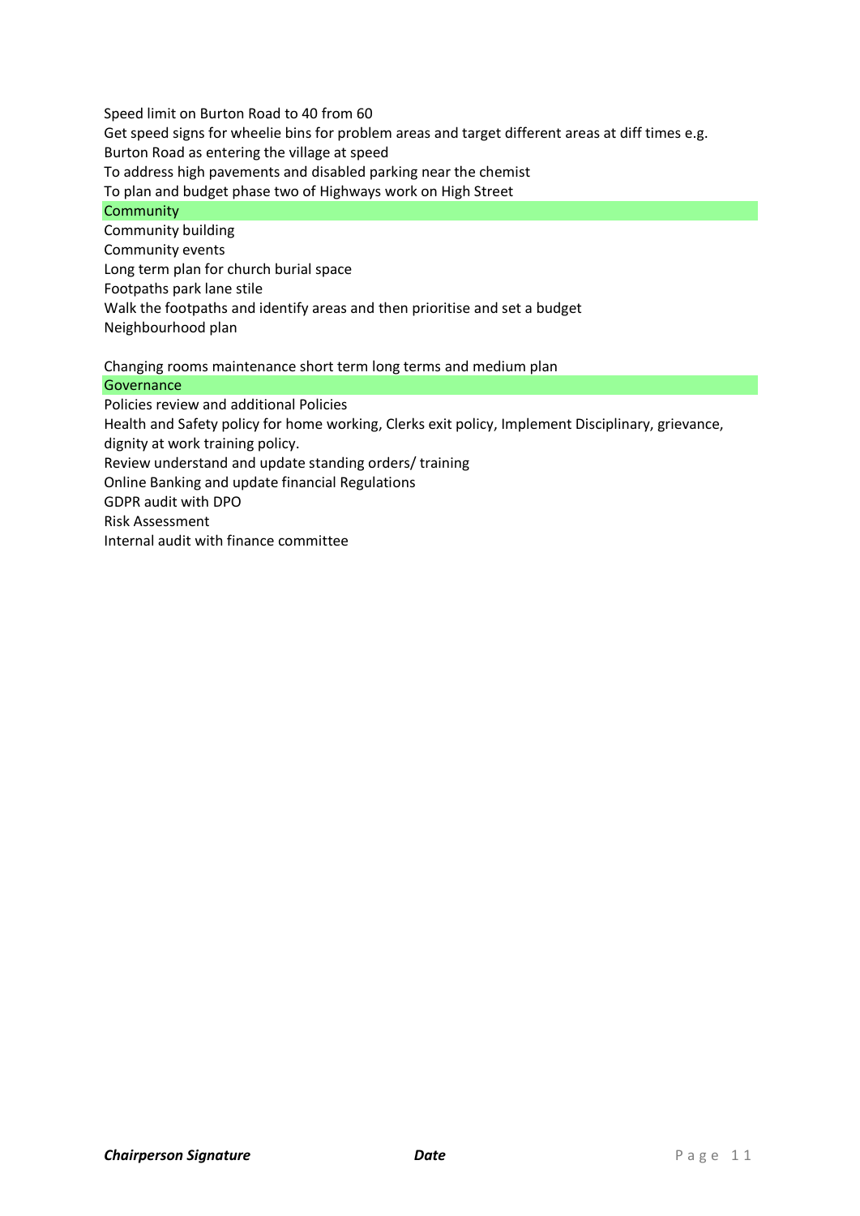Speed limit on Burton Road to 40 from 60

Get speed signs for wheelie bins for problem areas and target different areas at diff times e.g. Burton Road as entering the village at speed

To address high pavements and disabled parking near the chemist

To plan and budget phase two of Highways work on High Street

### Community

Community building

Community events

Long term plan for church burial space

Footpaths park lane stile

Walk the footpaths and identify areas and then prioritise and set a budget

Neighbourhood plan

Changing rooms maintenance short term long terms and medium plan

### Governance

Policies review and additional Policies

Health and Safety policy for home working, Clerks exit policy, Implement Disciplinary, grievance, dignity at work training policy.

Review understand and update standing orders/ training

Online Banking and update financial Regulations

GDPR audit with DPO

Risk Assessment

Internal audit with finance committee

***Chairperson Signature*** ***Date***